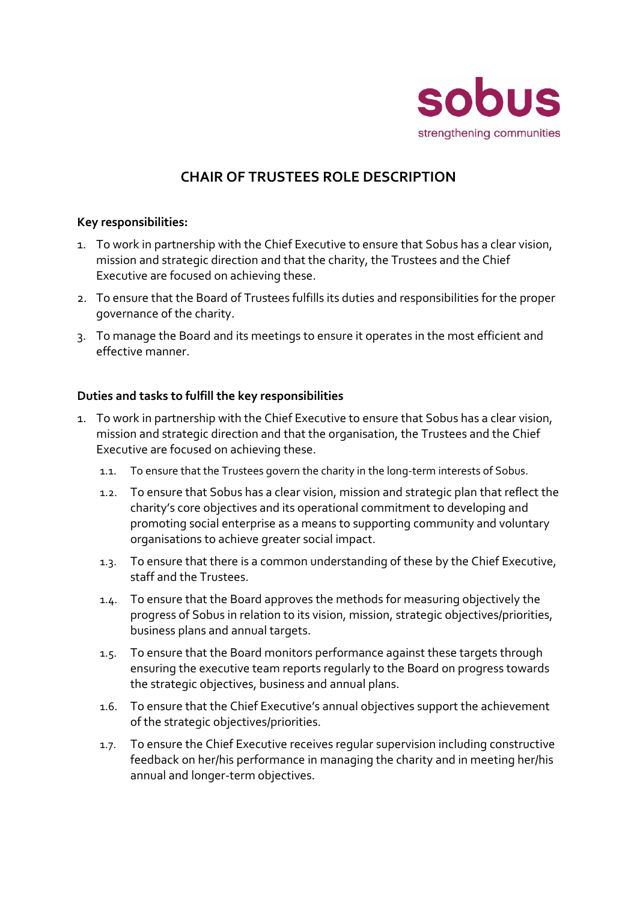sobus

strengthening communities

# CHAIR OF TRUSTEES ROLE DESCRIPTION

**Key responsibilities:**

1. To work in partnership with the Chief Executive to ensure that Sobus has a clear vision, mission and strategic direction and that the charity, the Trustees and the Chief Executive are focused on achieving these.
2. To ensure that the Board of Trustees fulfills its duties and responsibilities for the proper governance of the charity.
3. To manage the Board and its meetings to ensure it operates in the most efficient and effective manner.

**Duties and tasks to fulfill the key responsibilities**

1. To work in partnership with the Chief Executive to ensure that Sobus has a clear vision, mission and strategic direction and that the organisation, the Trustees and the Chief Executive are focused on achieving these.
   - 1.1. To ensure that the Trustees govern the charity in the long-term interests of Sobus.
   - 1.2. To ensure that Sobus has a clear vision, mission and strategic plan that reflect the charity's core objectives and its operational commitment to developing and promoting social enterprise as a means to supporting community and voluntary organisations to achieve greater social impact.
   - 1.3. To ensure that there is a common understanding of these by the Chief Executive, staff and the Trustees.
   - 1.4. To ensure that the Board approves the methods for measuring objectively the progress of Sobus in relation to its vision, mission, strategic objectives/priorities, business plans and annual targets.
   - 1.5. To ensure that the Board monitors performance against these targets through ensuring the executive team reports regularly to the Board on progress towards the strategic objectives, business and annual plans.
   - 1.6. To ensure that the Chief Executive's annual objectives support the achievement of the strategic objectives/priorities.
   - 1.7. To ensure the Chief Executive receives regular supervision including constructive feedback on her/his performance in managing the charity and in meeting her/his annual and longer-term objectives.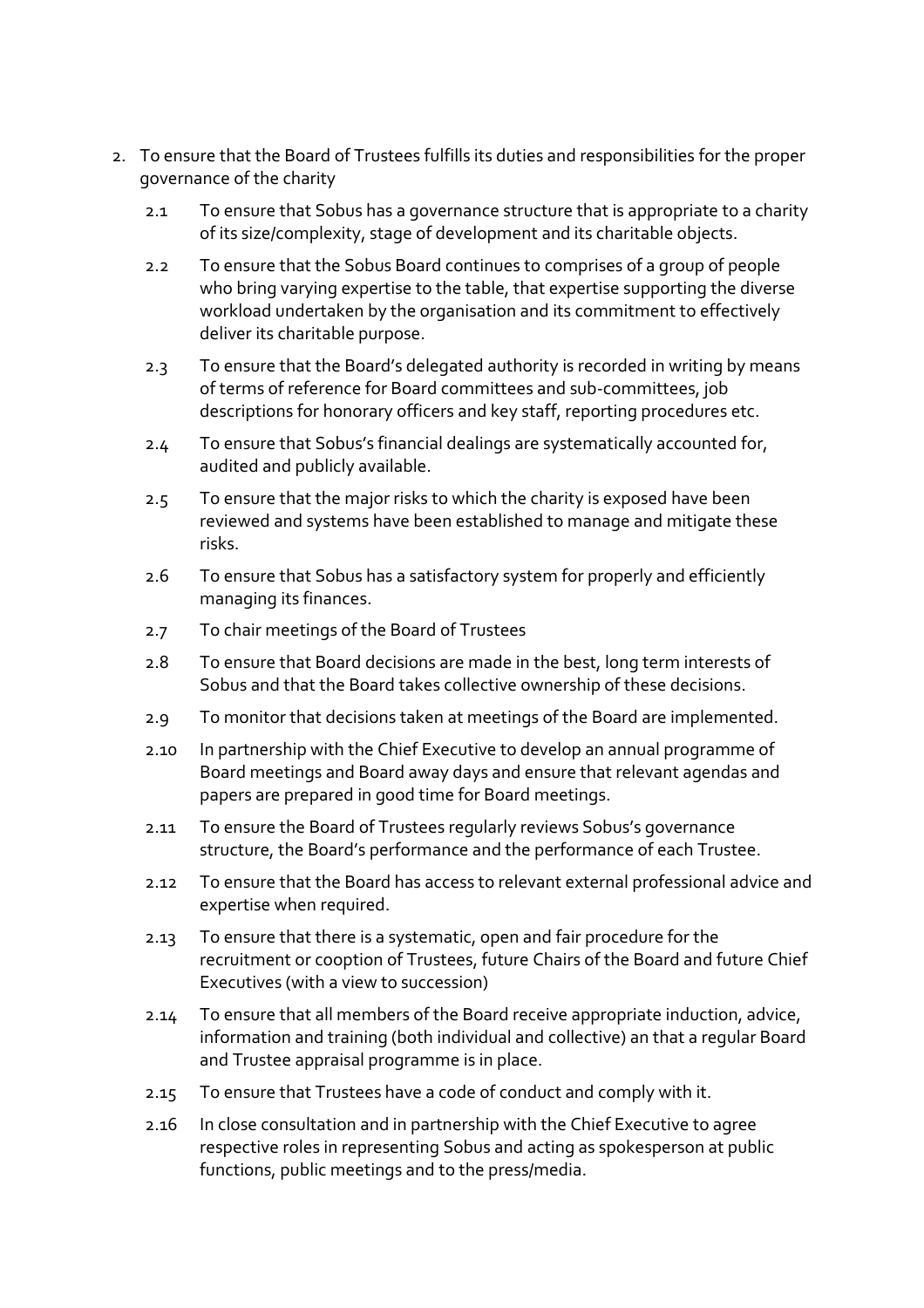2. To ensure that the Board of Trustees fulfills its duties and responsibilities for the proper governance of the charity

   2.1 To ensure that Sobus has a governance structure that is appropriate to a charity of its size/complexity, stage of development and its charitable objects.

   2.2 To ensure that the Sobus Board continues to comprises of a group of people who bring varying expertise to the table, that expertise supporting the diverse workload undertaken by the organisation and its commitment to effectively deliver its charitable purpose.

   2.3 To ensure that the Board's delegated authority is recorded in writing by means of terms of reference for Board committees and sub-committees, job descriptions for honorary officers and key staff, reporting procedures etc.

   2.4 To ensure that Sobus's financial dealings are systematically accounted for, audited and publicly available.

   2.5 To ensure that the major risks to which the charity is exposed have been reviewed and systems have been established to manage and mitigate these risks.

   2.6 To ensure that Sobus has a satisfactory system for properly and efficiently managing its finances.

   2.7 To chair meetings of the Board of Trustees

   2.8 To ensure that Board decisions are made in the best, long term interests of Sobus and that the Board takes collective ownership of these decisions.

   2.9 To monitor that decisions taken at meetings of the Board are implemented.

   2.10 In partnership with the Chief Executive to develop an annual programme of Board meetings and Board away days and ensure that relevant agendas and papers are prepared in good time for Board meetings.

   2.11 To ensure the Board of Trustees regularly reviews Sobus's governance structure, the Board's performance and the performance of each Trustee.

   2.12 To ensure that the Board has access to relevant external professional advice and expertise when required.

   2.13 To ensure that there is a systematic, open and fair procedure for the recruitment or cooption of Trustees, future Chairs of the Board and future Chief Executives (with a view to succession)

   2.14 To ensure that all members of the Board receive appropriate induction, advice, information and training (both individual and collective) an that a regular Board and Trustee appraisal programme is in place.

   2.15 To ensure that Trustees have a code of conduct and comply with it.

   2.16 In close consultation and in partnership with the Chief Executive to agree respective roles in representing Sobus and acting as spokesperson at public functions, public meetings and to the press/media.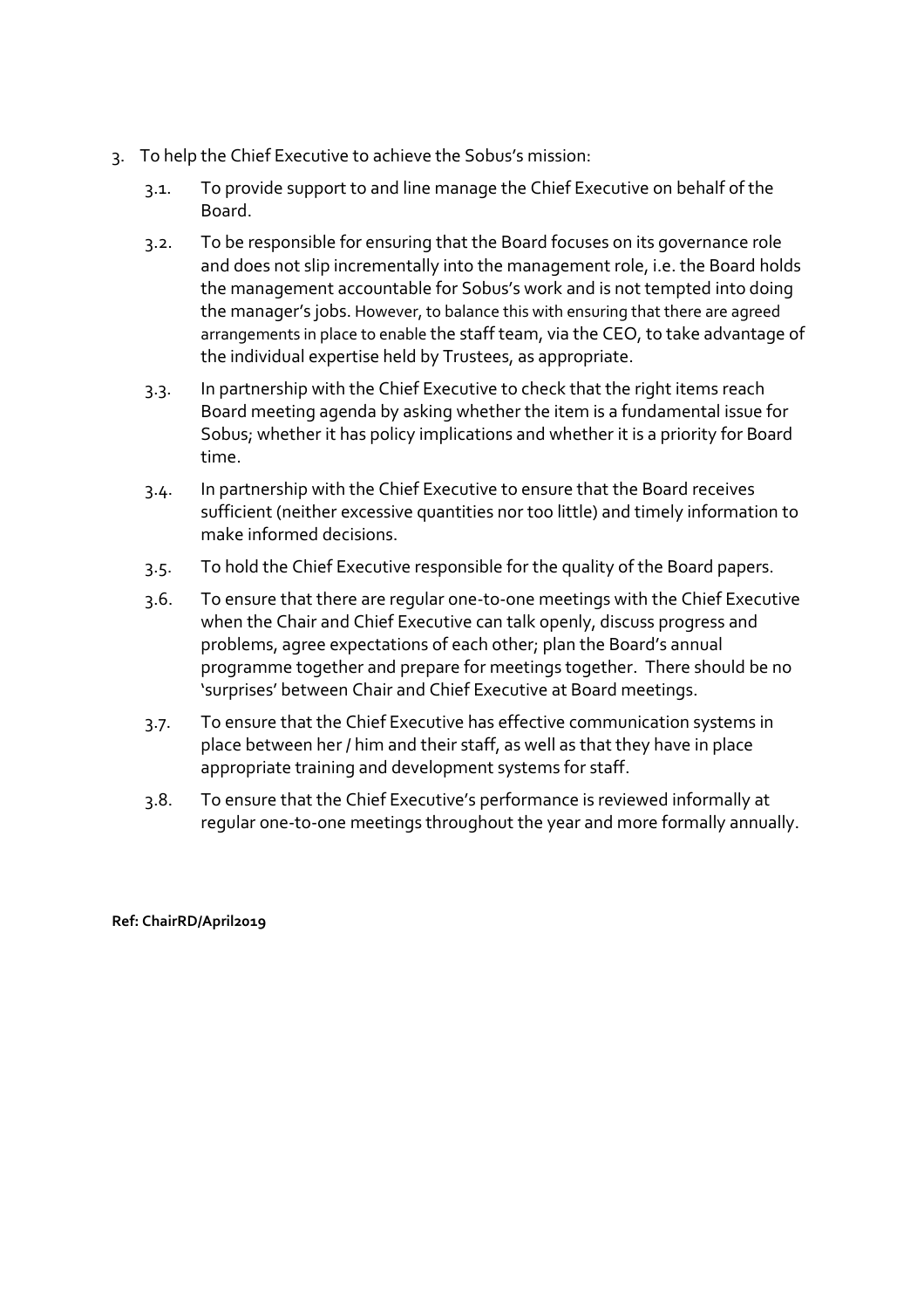3. To help the Chief Executive to achieve the Sobus's mission:

   3.1. To provide support to and line manage the Chief Executive on behalf of the Board.

   3.2. To be responsible for ensuring that the Board focuses on its governance role and does not slip incrementally into the management role, i.e. the Board holds the management accountable for Sobus's work and is not tempted into doing the manager's jobs. However, to balance this with ensuring that there are agreed arrangements in place to enable the staff team, via the CEO, to take advantage of the individual expertise held by Trustees, as appropriate.

   3.3. In partnership with the Chief Executive to check that the right items reach Board meeting agenda by asking whether the item is a fundamental issue for Sobus; whether it has policy implications and whether it is a priority for Board time.

   3.4. In partnership with the Chief Executive to ensure that the Board receives sufficient (neither excessive quantities nor too little) and timely information to make informed decisions.

   3.5. To hold the Chief Executive responsible for the quality of the Board papers.

   3.6. To ensure that there are regular one-to-one meetings with the Chief Executive when the Chair and Chief Executive can talk openly, discuss progress and problems, agree expectations of each other; plan the Board's annual programme together and prepare for meetings together. There should be no 'surprises' between Chair and Chief Executive at Board meetings.

   3.7. To ensure that the Chief Executive has effective communication systems in place between her / him and their staff, as well as that they have in place appropriate training and development systems for staff.

   3.8. To ensure that the Chief Executive's performance is reviewed informally at regular one-to-one meetings throughout the year and more formally annually.

**Ref: ChairRD/April2019**